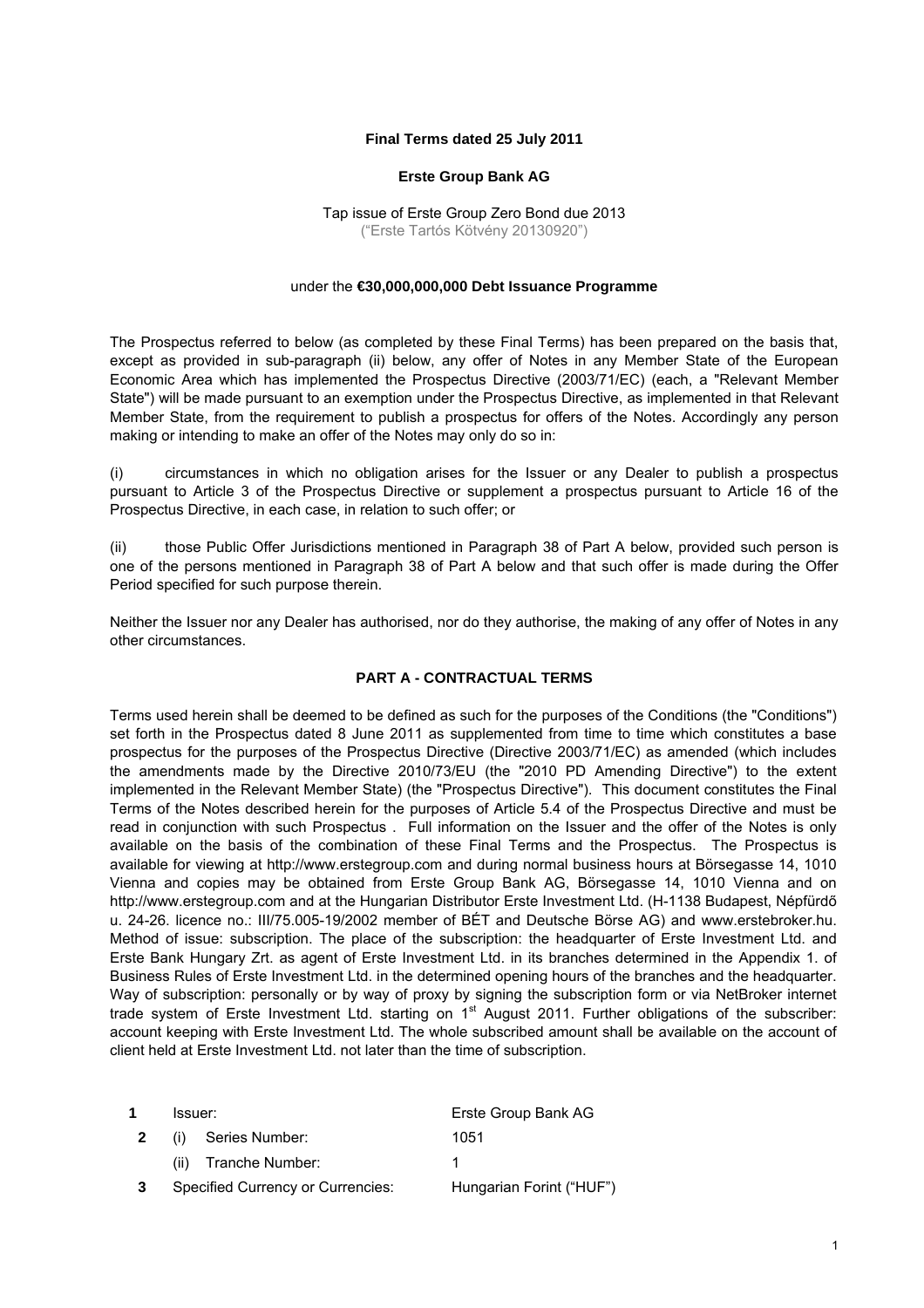**Final Terms dated 25 July 2011**

**Erste Group Bank AG**

Tap issue of Erste Group Zero Bond due 2013
("Erste Tartós Kötvény 20130920")

under the **€30,000,000,000 Debt Issuance Programme**

The Prospectus referred to below (as completed by these Final Terms) has been prepared on the basis that, except as provided in sub-paragraph (ii) below, any offer of Notes in any Member State of the European Economic Area which has implemented the Prospectus Directive (2003/71/EC) (each, a "Relevant Member State") will be made pursuant to an exemption under the Prospectus Directive, as implemented in that Relevant Member State, from the requirement to publish a prospectus for offers of the Notes. Accordingly any person making or intending to make an offer of the Notes may only do so in:

(i) circumstances in which no obligation arises for the Issuer or any Dealer to publish a prospectus pursuant to Article 3 of the Prospectus Directive or supplement a prospectus pursuant to Article 16 of the Prospectus Directive, in each case, in relation to such offer; or

(ii) those Public Offer Jurisdictions mentioned in Paragraph 38 of Part A below, provided such person is one of the persons mentioned in Paragraph 38 of Part A below and that such offer is made during the Offer Period specified for such purpose therein.

Neither the Issuer nor any Dealer has authorised, nor do they authorise, the making of any offer of Notes in any other circumstances.

## PART A - CONTRACTUAL TERMS

Terms used herein shall be deemed to be defined as such for the purposes of the Conditions (the "Conditions") set forth in the Prospectus dated 8 June 2011 as supplemented from time to time which constitutes a base prospectus for the purposes of the Prospectus Directive (Directive 2003/71/EC) as amended (which includes the amendments made by the Directive 2010/73/EU (the "2010 PD Amending Directive") to the extent implemented in the Relevant Member State) (the "Prospectus Directive"). This document constitutes the Final Terms of the Notes described herein for the purposes of Article 5.4 of the Prospectus Directive and must be read in conjunction with such Prospectus . Full information on the Issuer and the offer of the Notes is only available on the basis of the combination of these Final Terms and the Prospectus. The Prospectus is available for viewing at http://www.erstegroup.com and during normal business hours at Börsegasse 14, 1010 Vienna and copies may be obtained from Erste Group Bank AG, Börsegasse 14, 1010 Vienna and on http://www.erstegroup.com and at the Hungarian Distributor Erste Investment Ltd. (H-1138 Budapest, Népfürdő u. 24-26. licence no.: III/75.005-19/2002 member of BÉT and Deutsche Börse AG) and www.erstebroker.hu. Method of issue: subscription. The place of the subscription: the headquarter of Erste Investment Ltd. and Erste Bank Hungary Zrt. as agent of Erste Investment Ltd. in its branches determined in the Appendix 1. of Business Rules of Erste Investment Ltd. in the determined opening hours of the branches and the headquarter. Way of subscription: personally or by way of proxy by signing the subscription form or via NetBroker internet trade system of Erste Investment Ltd. starting on 1st August 2011. Further obligations of the subscriber: account keeping with Erste Investment Ltd. The whole subscribed amount shall be available on the account of client held at Erste Investment Ltd. not later than the time of subscription.

| | | |
|---|---|---|
| **1** | Issuer: | Erste Group Bank AG |
| **2** | (i) Series Number: | 1051 |
| | (ii) Tranche Number: | 1 |
| **3** | Specified Currency or Currencies: | Hungarian Forint ("HUF") |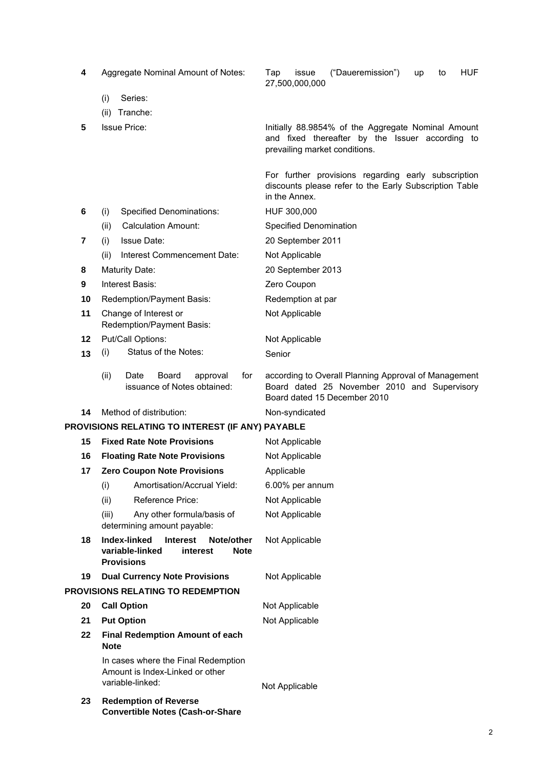| | | |
|---|---|---|
| **4** | Aggregate Nominal Amount of Notes: | Tap issue ("Daueremission") up to HUF 27,500,000,000 |
| | (i) Series: | |
| | (ii) Tranche: | |
| **5** | Issue Price: | Initially 88.9854% of the Aggregate Nominal Amount and fixed thereafter by the Issuer according to prevailing market conditions.<br><br>For further provisions regarding early subscription discounts please refer to the Early Subscription Table in the Annex. |
| **6** | (i) Specified Denominations: | HUF 300,000 |
| | (ii) Calculation Amount: | Specified Denomination |
| **7** | (i) Issue Date: | 20 September 2011 |
| | (ii) Interest Commencement Date: | Not Applicable |
| **8** | Maturity Date: | 20 September 2013 |
| **9** | Interest Basis: | Zero Coupon |
| **10** | Redemption/Payment Basis: | Redemption at par |
| **11** | Change of Interest or Redemption/Payment Basis: | Not Applicable |
| **12** | Put/Call Options: | Not Applicable |
| **13** | (i) Status of the Notes: | Senior |
| | (ii) Date Board approval for issuance of Notes obtained: | according to Overall Planning Approval of Management Board dated 25 November 2010 and Supervisory Board dated 15 December 2010 |
| **14** | Method of distribution: | Non-syndicated |

**PROVISIONS RELATING TO INTEREST (IF ANY) PAYABLE**

| | | |
|---|---|---|
| **15** | **Fixed Rate Note Provisions** | Not Applicable |
| **16** | **Floating Rate Note Provisions** | Not Applicable |
| **17** | **Zero Coupon Note Provisions** | Applicable |
| | (i) Amortisation/Accrual Yield: | 6.00% per annum |
| | (ii) Reference Price: | Not Applicable |
| | (iii) Any other formula/basis of determining amount payable: | Not Applicable |
| **18** | **Index-linked Interest Note/other variable-linked interest Note Provisions** | Not Applicable |
| **19** | **Dual Currency Note Provisions** | Not Applicable |

**PROVISIONS RELATING TO REDEMPTION**

| | | |
|---|---|---|
| **20** | **Call Option** | Not Applicable |
| **21** | **Put Option** | Not Applicable |
| **22** | **Final Redemption Amount of each Note** | |
| | In cases where the Final Redemption Amount is Index-Linked or other variable-linked: | Not Applicable |
| **23** | **Redemption of Reverse Convertible Notes (Cash-or-Share** | |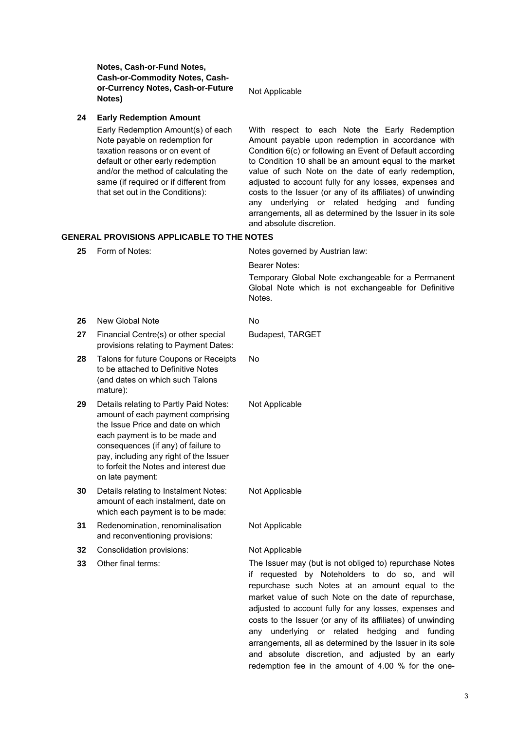| | | |
|---|---|---|
| | **Notes, Cash-or-Fund Notes, Cash-or-Commodity Notes, Cash-or-Currency Notes, Cash-or-Future Notes)** | Not Applicable |
| **24** | **Early Redemption Amount** | |
| | Early Redemption Amount(s) of each Note payable on redemption for taxation reasons or on event of default or other early redemption and/or the method of calculating the same (if required or if different from that set out in the Conditions): | With respect to each Note the Early Redemption Amount payable upon redemption in accordance with Condition 6(c) or following an Event of Default according to Condition 10 shall be an amount equal to the market value of such Note on the date of early redemption, adjusted to account fully for any losses, expenses and costs to the Issuer (or any of its affiliates) of unwinding any underlying or related hedging and funding arrangements, all as determined by the Issuer in its sole and absolute discretion. |

**GENERAL PROVISIONS APPLICABLE TO THE NOTES**

| | | |
|---|---|---|
| **25** | Form of Notes: | Notes governed by Austrian law:<br><br>Bearer Notes:<br><br>Temporary Global Note exchangeable for a Permanent Global Note which is not exchangeable for Definitive Notes. |
| **26** | New Global Note | No |
| **27** | Financial Centre(s) or other special provisions relating to Payment Dates: | Budapest, TARGET |
| **28** | Talons for future Coupons or Receipts to be attached to Definitive Notes (and dates on which such Talons mature): | No |
| **29** | Details relating to Partly Paid Notes: amount of each payment comprising the Issue Price and date on which each payment is to be made and consequences (if any) of failure to pay, including any right of the Issuer to forfeit the Notes and interest due on late payment: | Not Applicable |
| **30** | Details relating to Instalment Notes: amount of each instalment, date on which each payment is to be made: | Not Applicable |
| **31** | Redenomination, renominalisation and reconventioning provisions: | Not Applicable |
| **32** | Consolidation provisions: | Not Applicable |
| **33** | Other final terms: | The Issuer may (but is not obliged to) repurchase Notes if requested by Noteholders to do so, and will repurchase such Notes at an amount equal to the market value of such Note on the date of repurchase, adjusted to account fully for any losses, expenses and costs to the Issuer (or any of its affiliates) of unwinding any underlying or related hedging and funding arrangements, all as determined by the Issuer in its sole and absolute discretion, and adjusted by an early redemption fee in the amount of 4.00 % for the one- |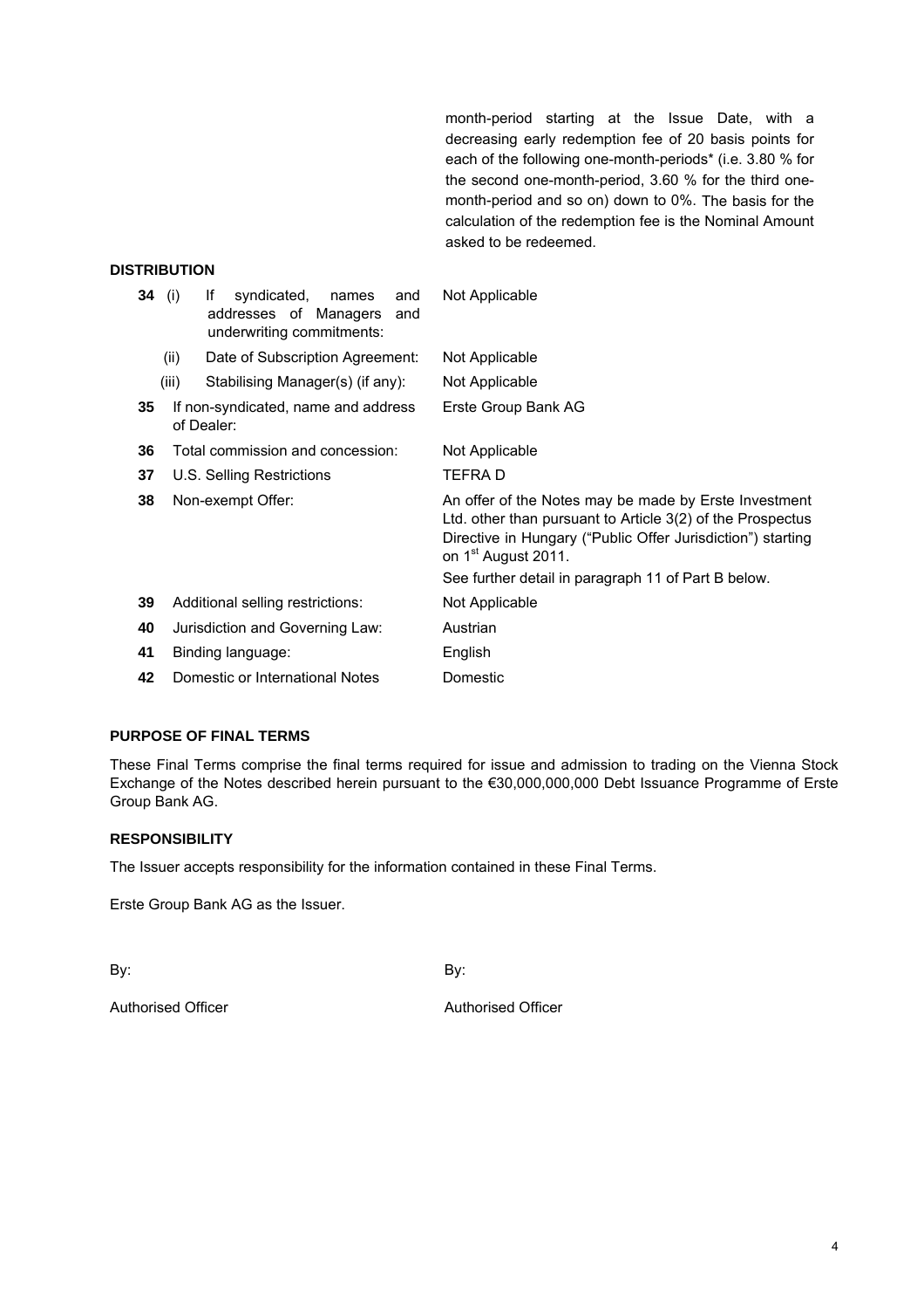| | |
|---|---|
| | month-period starting at the Issue Date, with a decreasing early redemption fee of 20 basis points for each of the following one-month-periods* (i.e. 3.80 % for the second one-month-period, 3.60 % for the third one-month-period and so on) down to 0%. The basis for the calculation of the redemption fee is the Nominal Amount asked to be redeemed. |

**DISTRIBUTION**

| | | |
|---|---|---|
| **34** | (i) If syndicated, names and addresses of Managers and underwriting commitments: | Not Applicable |
| | (ii) Date of Subscription Agreement: | Not Applicable |
| | (iii) Stabilising Manager(s) (if any): | Not Applicable |
| **35** | If non-syndicated, name and address of Dealer: | Erste Group Bank AG |
| **36** | Total commission and concession: | Not Applicable |
| **37** | U.S. Selling Restrictions | TEFRA D |
| **38** | Non-exempt Offer: | An offer of the Notes may be made by Erste Investment Ltd. other than pursuant to Article 3(2) of the Prospectus Directive in Hungary ("Public Offer Jurisdiction") starting on 1st August 2011.<br><br>See further detail in paragraph 11 of Part B below. |
| **39** | Additional selling restrictions: | Not Applicable |
| **40** | Jurisdiction and Governing Law: | Austrian |
| **41** | Binding language: | English |
| **42** | Domestic or International Notes | Domestic |

**PURPOSE OF FINAL TERMS**

These Final Terms comprise the final terms required for issue and admission to trading on the Vienna Stock Exchange of the Notes described herein pursuant to the €30,000,000,000 Debt Issuance Programme of Erste Group Bank AG.

**RESPONSIBILITY**

The Issuer accepts responsibility for the information contained in these Final Terms.

Erste Group Bank AG as the Issuer.

By: By:

Authorised Officer Authorised Officer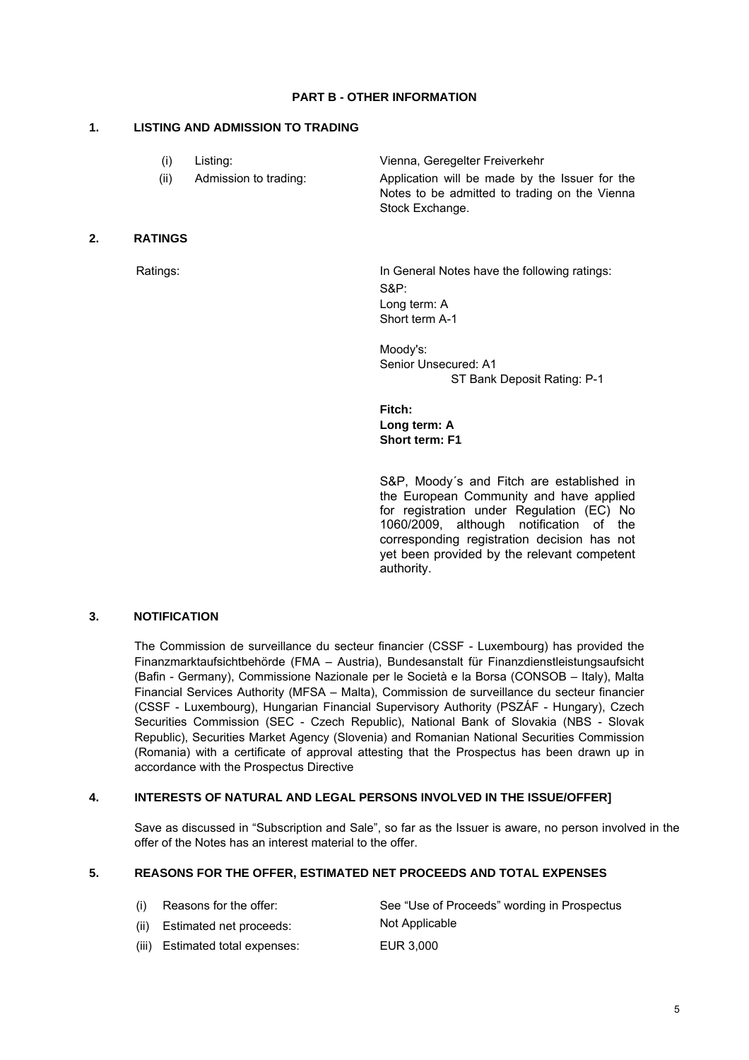# PART B - OTHER INFORMATION

## 1. LISTING AND ADMISSION TO TRADING

| | | |
|---|---|---|
| (i) | Listing: | Vienna, Geregelter Freiverkehr |
| (ii) | Admission to trading: | Application will be made by the Issuer for the Notes to be admitted to trading on the Vienna Stock Exchange. |

## 2. RATINGS

Ratings: In General Notes have the following ratings:

S&P:
Long term: A
Short term A-1

Moody's:
Senior Unsecured: A1
ST Bank Deposit Rating: P-1

**Fitch:**
**Long term: A**
**Short term: F1**

S&P, Moody´s and Fitch are established in the European Community and have applied for registration under Regulation (EC) No 1060/2009, although notification of the corresponding registration decision has not yet been provided by the relevant competent authority.

## 3. NOTIFICATION

The Commission de surveillance du secteur financier (CSSF - Luxembourg) has provided the Finanzmarktaufsichtbehörde (FMA – Austria), Bundesanstalt für Finanzdienstleistungsaufsicht (Bafin - Germany), Commissione Nazionale per le Società e la Borsa (CONSOB – Italy), Malta Financial Services Authority (MFSA – Malta), Commission de surveillance du secteur financier (CSSF - Luxembourg), Hungarian Financial Supervisory Authority (PSZÁF - Hungary), Czech Securities Commission (SEC - Czech Republic), National Bank of Slovakia (NBS - Slovak Republic), Securities Market Agency (Slovenia) and Romanian National Securities Commission (Romania) with a certificate of approval attesting that the Prospectus has been drawn up in accordance with the Prospectus Directive

## 4. INTERESTS OF NATURAL AND LEGAL PERSONS INVOLVED IN THE ISSUE/OFFER]

Save as discussed in "Subscription and Sale", so far as the Issuer is aware, no person involved in the offer of the Notes has an interest material to the offer.

## 5. REASONS FOR THE OFFER, ESTIMATED NET PROCEEDS AND TOTAL EXPENSES

| | | |
|---|---|---|
| (i) | Reasons for the offer: | See "Use of Proceeds" wording in Prospectus |
| (ii) | Estimated net proceeds: | Not Applicable |
| (iii) | Estimated total expenses: | EUR 3,000 |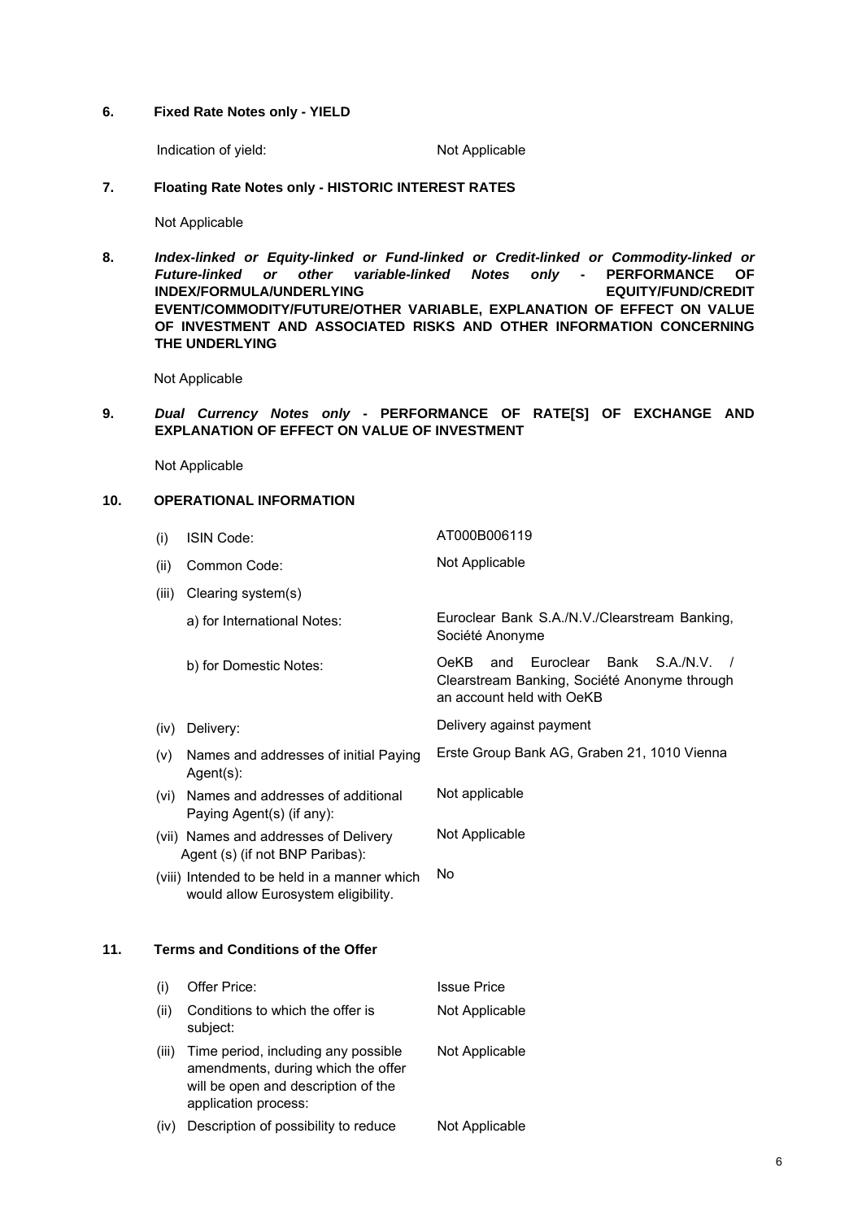**6. Fixed Rate Notes only - YIELD**

| | |
|---|---|
| Indication of yield: | Not Applicable |

**7. Floating Rate Notes only - HISTORIC INTEREST RATES**

Not Applicable

**8. *Index-linked or Equity-linked or Fund-linked or Credit-linked or Commodity-linked or Future-linked or other variable-linked Notes only* - PERFORMANCE OF INDEX/FORMULA/UNDERLYING EQUITY/FUND/CREDIT EVENT/COMMODITY/FUTURE/OTHER VARIABLE, EXPLANATION OF EFFECT ON VALUE OF INVESTMENT AND ASSOCIATED RISKS AND OTHER INFORMATION CONCERNING THE UNDERLYING**

Not Applicable

**9. *Dual Currency Notes only* - PERFORMANCE OF RATE[S] OF EXCHANGE AND EXPLANATION OF EFFECT ON VALUE OF INVESTMENT**

Not Applicable

**10. OPERATIONAL INFORMATION**

| | |
|---|---|
| (i) ISIN Code: | AT000B006119 |
| (ii) Common Code: | Not Applicable |
| (iii) Clearing system(s) | |
| a) for International Notes: | Euroclear Bank S.A./N.V./Clearstream Banking, Société Anonyme |
| b) for Domestic Notes: | OeKB and Euroclear Bank S.A./N.V. / Clearstream Banking, Société Anonyme through an account held with OeKB |
| (iv) Delivery: | Delivery against payment |
| (v) Names and addresses of initial Paying Agent(s): | Erste Group Bank AG, Graben 21, 1010 Vienna |
| (vi) Names and addresses of additional Paying Agent(s) (if any): | Not applicable |
| (vii) Names and addresses of Delivery Agent (s) (if not BNP Paribas): | Not Applicable |
| (viii) Intended to be held in a manner which would allow Eurosystem eligibility. | No |

**11. Terms and Conditions of the Offer**

| | |
|---|---|
| (i) Offer Price: | Issue Price |
| (ii) Conditions to which the offer is subject: | Not Applicable |
| (iii) Time period, including any possible amendments, during which the offer will be open and description of the application process: | Not Applicable |
| (iv) Description of possibility to reduce | Not Applicable |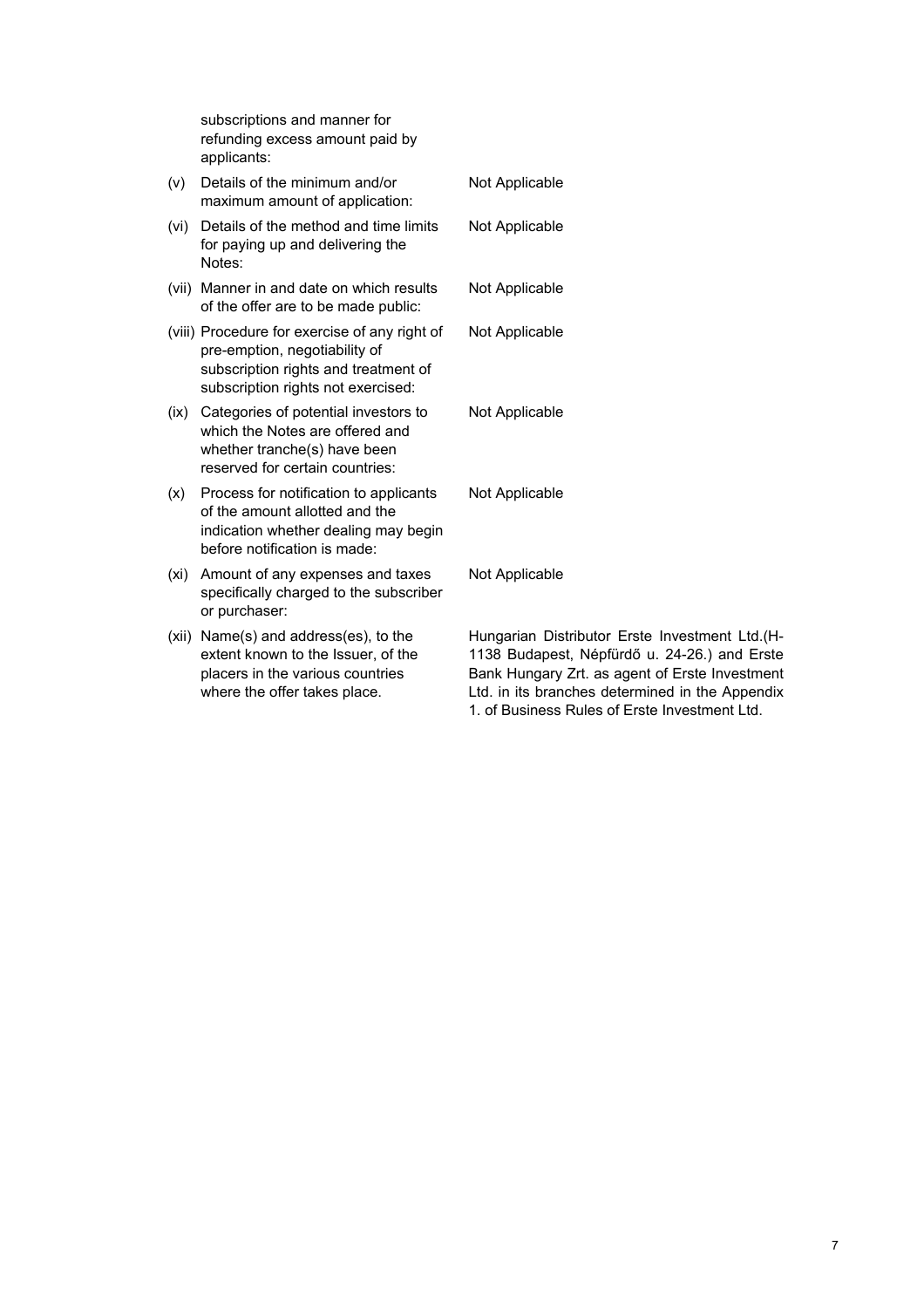| | | |
|---|---|---|
| | subscriptions and manner for refunding excess amount paid by applicants: | |
| (v) | Details of the minimum and/or maximum amount of application: | Not Applicable |
| (vi) | Details of the method and time limits for paying up and delivering the Notes: | Not Applicable |
| (vii) | Manner in and date on which results of the offer are to be made public: | Not Applicable |
| (viii) | Procedure for exercise of any right of pre-emption, negotiability of subscription rights and treatment of subscription rights not exercised: | Not Applicable |
| (ix) | Categories of potential investors to which the Notes are offered and whether tranche(s) have been reserved for certain countries: | Not Applicable |
| (x) | Process for notification to applicants of the amount allotted and the indication whether dealing may begin before notification is made: | Not Applicable |
| (xi) | Amount of any expenses and taxes specifically charged to the subscriber or purchaser: | Not Applicable |
| (xii) | Name(s) and address(es), to the extent known to the Issuer, of the placers in the various countries where the offer takes place. | Hungarian Distributor Erste Investment Ltd.(H-1138 Budapest, Népfürdő u. 24-26.) and Erste Bank Hungary Zrt. as agent of Erste Investment Ltd. in its branches determined in the Appendix 1. of Business Rules of Erste Investment Ltd. |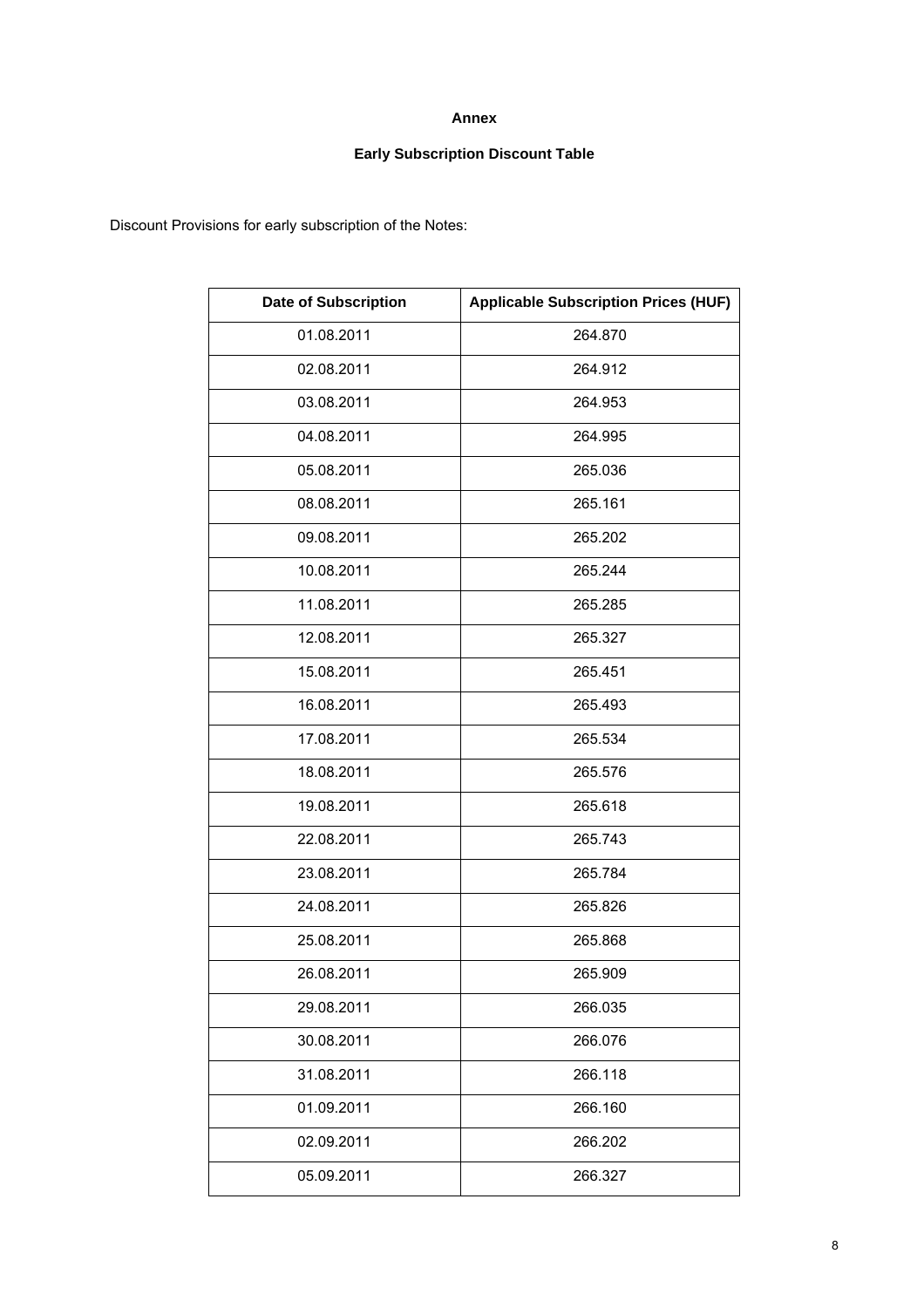**Annex**

**Early Subscription Discount Table**

Discount Provisions for early subscription of the Notes:

| Date of Subscription | Applicable Subscription Prices (HUF) |
|---|---|
| 01.08.2011 | 264.870 |
| 02.08.2011 | 264.912 |
| 03.08.2011 | 264.953 |
| 04.08.2011 | 264.995 |
| 05.08.2011 | 265.036 |
| 08.08.2011 | 265.161 |
| 09.08.2011 | 265.202 |
| 10.08.2011 | 265.244 |
| 11.08.2011 | 265.285 |
| 12.08.2011 | 265.327 |
| 15.08.2011 | 265.451 |
| 16.08.2011 | 265.493 |
| 17.08.2011 | 265.534 |
| 18.08.2011 | 265.576 |
| 19.08.2011 | 265.618 |
| 22.08.2011 | 265.743 |
| 23.08.2011 | 265.784 |
| 24.08.2011 | 265.826 |
| 25.08.2011 | 265.868 |
| 26.08.2011 | 265.909 |
| 29.08.2011 | 266.035 |
| 30.08.2011 | 266.076 |
| 31.08.2011 | 266.118 |
| 01.09.2011 | 266.160 |
| 02.09.2011 | 266.202 |
| 05.09.2011 | 266.327 |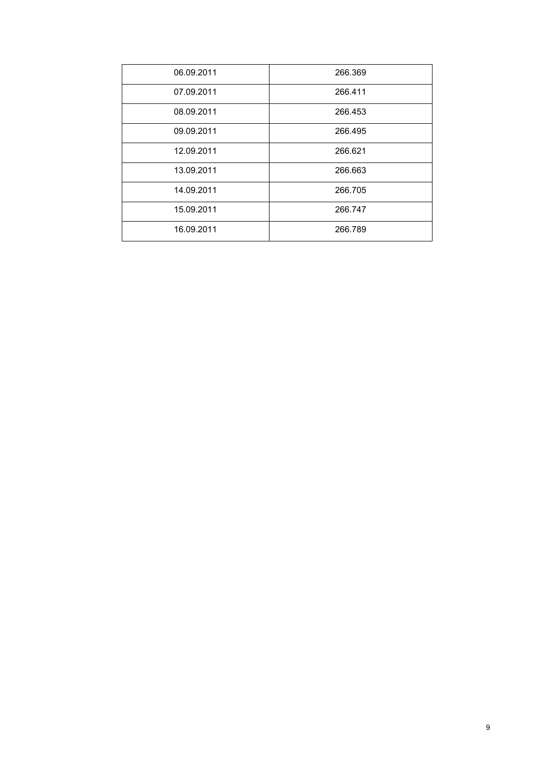| | |
|---|---|
| 06.09.2011 | 266.369 |
| 07.09.2011 | 266.411 |
| 08.09.2011 | 266.453 |
| 09.09.2011 | 266.495 |
| 12.09.2011 | 266.621 |
| 13.09.2011 | 266.663 |
| 14.09.2011 | 266.705 |
| 15.09.2011 | 266.747 |
| 16.09.2011 | 266.789 |